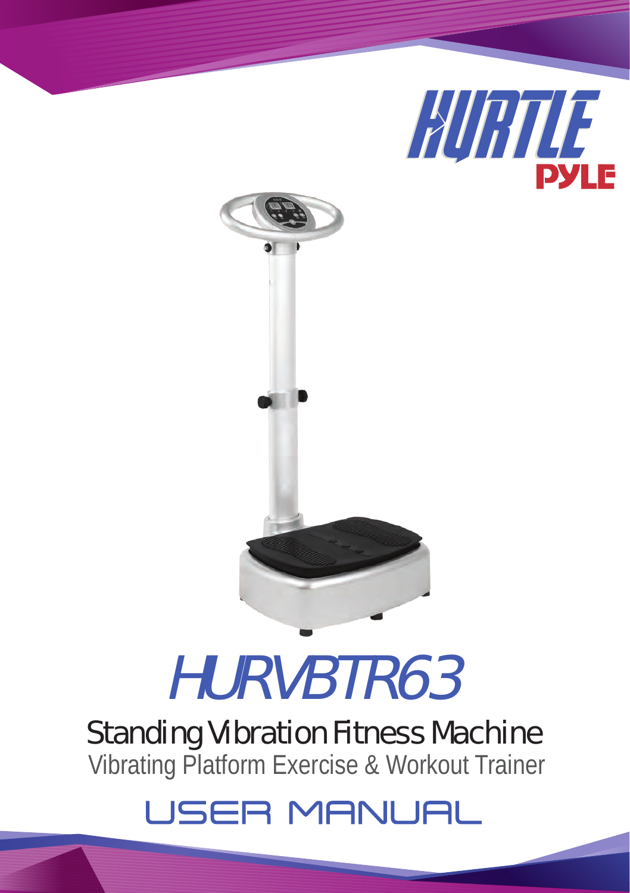HURTLE

PYLE

# HURVBTR63

## Standing Vibration Fitness Machine

Vibrating Platform Exercise & Workout Trainer

## USER MANUAL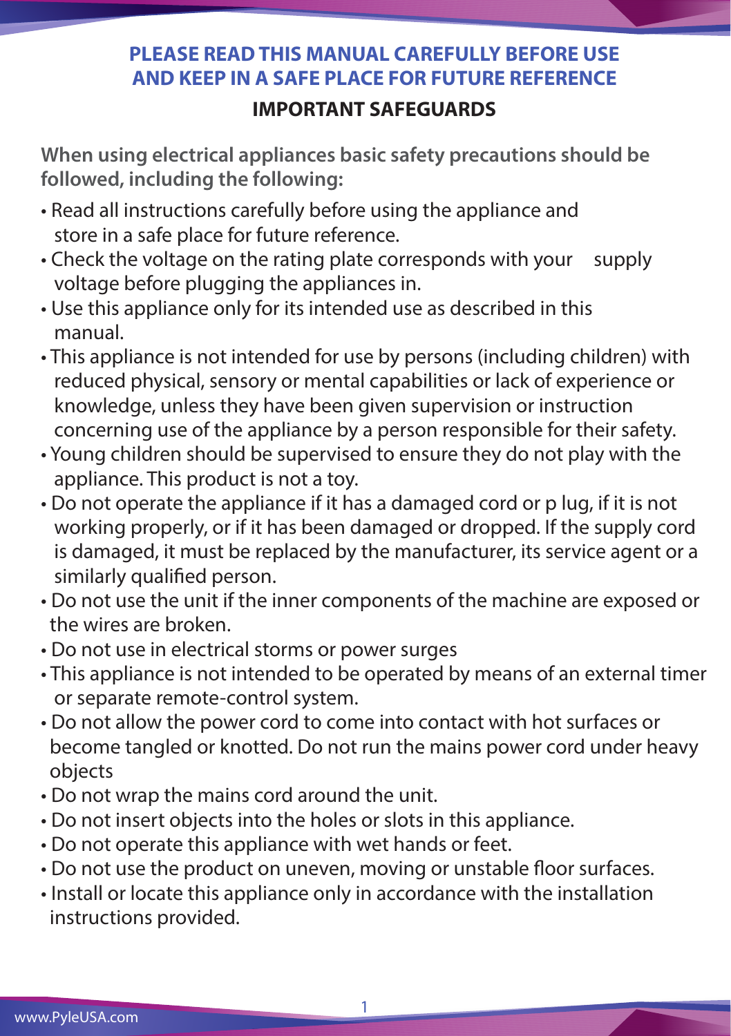**PLEASE READ THIS MANUAL CAREFULLY BEFORE USE AND KEEP IN A SAFE PLACE FOR FUTURE REFERENCE**

## IMPORTANT SAFEGUARDS

**When using electrical appliances basic safety precautions should be followed, including the following:**

- Read all instructions carefully before using the appliance and store in a safe place for future reference.
- Check the voltage on the rating plate corresponds with your supply voltage before plugging the appliances in.
- Use this appliance only for its intended use as described in this manual.
- This appliance is not intended for use by persons (including children) with reduced physical, sensory or mental capabilities or lack of experience or knowledge, unless they have been given supervision or instruction concerning use of the appliance by a person responsible for their safety.
- Young children should be supervised to ensure they do not play with the appliance. This product is not a toy.
- Do not operate the appliance if it has a damaged cord or p lug, if it is not working properly, or if it has been damaged or dropped. If the supply cord is damaged, it must be replaced by the manufacturer, its service agent or a similarly qualified person.
- Do not use the unit if the inner components of the machine are exposed or the wires are broken.
- Do not use in electrical storms or power surges
- This appliance is not intended to be operated by means of an external timer or separate remote-control system.
- Do not allow the power cord to come into contact with hot surfaces or become tangled or knotted. Do not run the mains power cord under heavy objects
- Do not wrap the mains cord around the unit.
- Do not insert objects into the holes or slots in this appliance.
- Do not operate this appliance with wet hands or feet.
- Do not use the product on uneven, moving or unstable floor surfaces.
- Install or locate this appliance only in accordance with the installation instructions provided.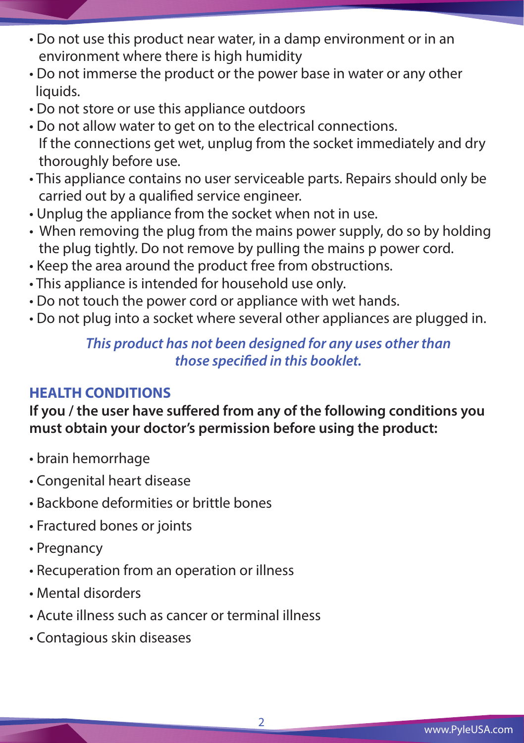- Do not use this product near water, in a damp environment or in an environment where there is high humidity
- Do not immerse the product or the power base in water or any other liquids.
- Do not store or use this appliance outdoors
- Do not allow water to get on to the electrical connections. If the connections get wet, unplug from the socket immediately and dry thoroughly before use.
- This appliance contains no user serviceable parts. Repairs should only be carried out by a qualified service engineer.
- Unplug the appliance from the socket when not in use.
- When removing the plug from the mains power supply, do so by holding the plug tightly. Do not remove by pulling the mains p power cord.
- Keep the area around the product free from obstructions.
- This appliance is intended for household use only.
- Do not touch the power cord or appliance with wet hands.
- Do not plug into a socket where several other appliances are plugged in.

***This product has not been designed for any uses other than those specified in this booklet.***

## HEALTH CONDITIONS

**If you / the user have suffered from any of the following conditions you must obtain your doctor's permission before using the product:**

- brain hemorrhage
- Congenital heart disease
- Backbone deformities or brittle bones
- Fractured bones or joints
- Pregnancy
- Recuperation from an operation or illness
- Mental disorders
- Acute illness such as cancer or terminal illness
- Contagious skin diseases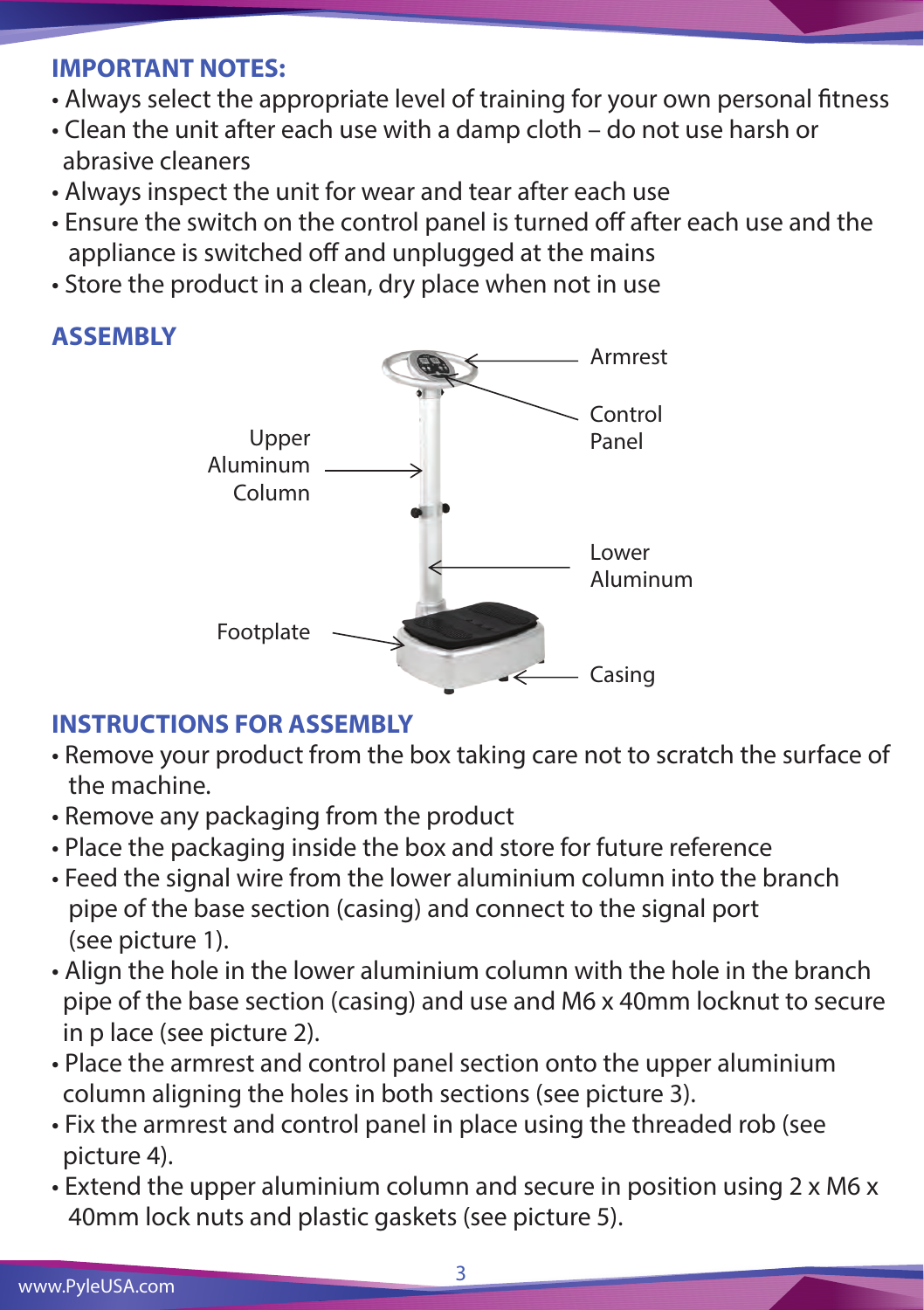## IMPORTANT NOTES:

- Always select the appropriate level of training for your own personal fitness
- Clean the unit after each use with a damp cloth – do not use harsh or abrasive cleaners
- Always inspect the unit for wear and tear after each use
- Ensure the switch on the control panel is turned off after each use and the appliance is switched off and unplugged at the mains
- Store the product in a clean, dry place when not in use

## ASSEMBLY

Armrest

Control Panel

Upper Aluminum Column

Lower Aluminum

Footplate

Casing

## INSTRUCTIONS FOR ASSEMBLY

- Remove your product from the box taking care not to scratch the surface of the machine.
- Remove any packaging from the product
- Place the packaging inside the box and store for future reference
- Feed the signal wire from the lower aluminium column into the branch pipe of the base section (casing) and connect to the signal port (see picture 1).
- Align the hole in the lower aluminium column with the hole in the branch pipe of the base section (casing) and use and M6 x 40mm locknut to secure in p lace (see picture 2).
- Place the armrest and control panel section onto the upper aluminium column aligning the holes in both sections (see picture 3).
- Fix the armrest and control panel in place using the threaded rob (see picture 4).
- Extend the upper aluminium column and secure in position using 2 x M6 x 40mm lock nuts and plastic gaskets (see picture 5).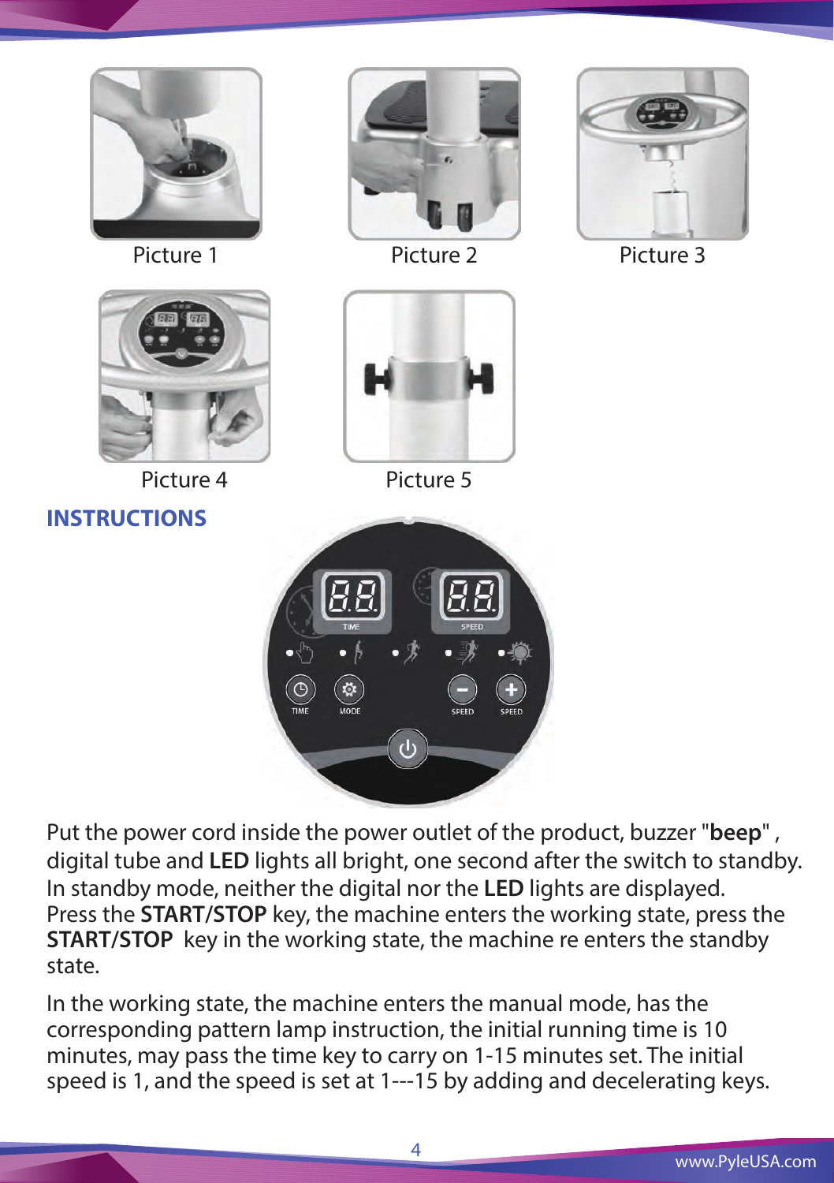Picture 1

Picture 2

Picture 3

Picture 4

Picture 5

## INSTRUCTIONS

Put the power cord inside the power outlet of the product, buzzer "**beep**" , digital tube and **LED** lights all bright, one second after the switch to standby. In standby mode, neither the digital nor the **LED** lights are displayed. Press the **START/STOP** key, the machine enters the working state, press the **START/STOP** key in the working state, the machine re enters the standby state.

In the working state, the machine enters the manual mode, has the corresponding pattern lamp instruction, the initial running time is 10 minutes, may pass the time key to carry on 1-15 minutes set. The initial speed is 1, and the speed is set at 1---15 by adding and decelerating keys.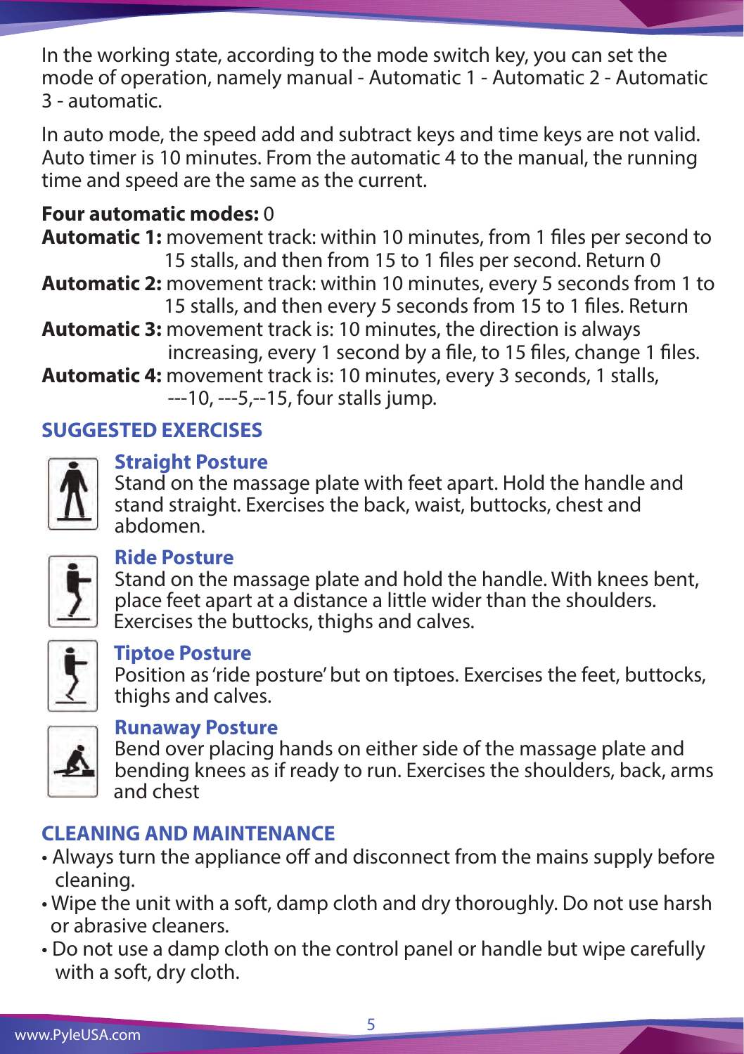In the working state, according to the mode switch key, you can set the mode of operation, namely manual - Automatic 1 - Automatic 2 - Automatic 3 - automatic.

In auto mode, the speed add and subtract keys and time keys are not valid. Auto timer is 10 minutes. From the automatic 4 to the manual, the running time and speed are the same as the current.

**Four automatic modes:** 0

**Automatic 1:** movement track: within 10 minutes, from 1 files per second to 15 stalls, and then from 15 to 1 files per second. Return 0

**Automatic 2:** movement track: within 10 minutes, every 5 seconds from 1 to 15 stalls, and then every 5 seconds from 15 to 1 files. Return

**Automatic 3:** movement track is: 10 minutes, the direction is always increasing, every 1 second by a file, to 15 files, change 1 files.

**Automatic 4:** movement track is: 10 minutes, every 3 seconds, 1 stalls, ---10, ---5,--15, four stalls jump.

## SUGGESTED EXERCISES

### Straight Posture

Stand on the massage plate with feet apart. Hold the handle and stand straight. Exercises the back, waist, buttocks, chest and abdomen.

### Ride Posture

Stand on the massage plate and hold the handle. With knees bent, place feet apart at a distance a little wider than the shoulders. Exercises the buttocks, thighs and calves.

### Tiptoe Posture

Position as 'ride posture' but on tiptoes. Exercises the feet, buttocks, thighs and calves.

### Runaway Posture

Bend over placing hands on either side of the massage plate and bending knees as if ready to run. Exercises the shoulders, back, arms and chest

## CLEANING AND MAINTENANCE

- Always turn the appliance off and disconnect from the mains supply before cleaning.
- Wipe the unit with a soft, damp cloth and dry thoroughly. Do not use harsh or abrasive cleaners.
- Do not use a damp cloth on the control panel or handle but wipe carefully with a soft, dry cloth.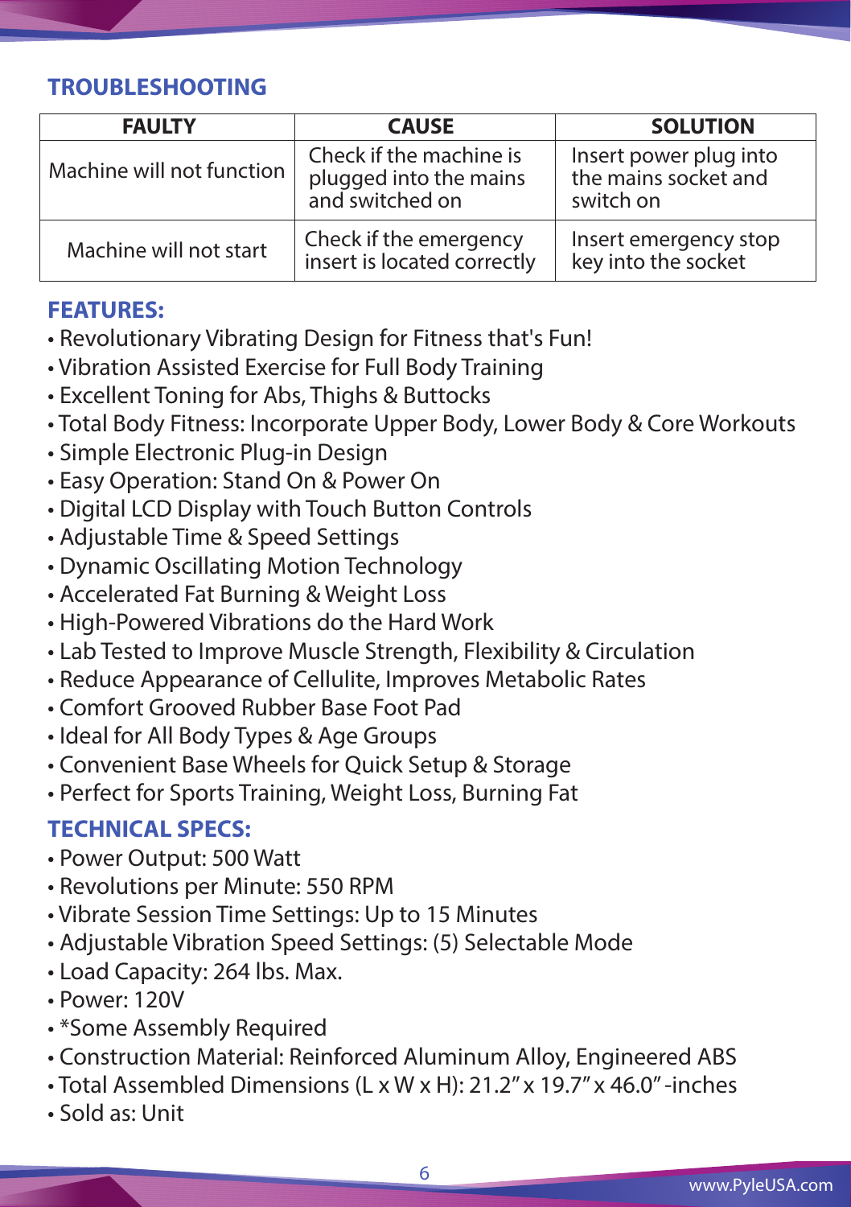## TROUBLESHOOTING

| FAULTY | CAUSE | SOLUTION |
|---|---|---|
| Machine will not function | Check if the machine is plugged into the mains and switched on | Insert power plug into the mains socket and switch on |
| Machine will not start | Check if the emergency insert is located correctly | Insert emergency stop key into the socket |

## FEATURES:

- Revolutionary Vibrating Design for Fitness that's Fun!
- Vibration Assisted Exercise for Full Body Training
- Excellent Toning for Abs, Thighs & Buttocks
- Total Body Fitness: Incorporate Upper Body, Lower Body & Core Workouts
- Simple Electronic Plug-in Design
- Easy Operation: Stand On & Power On
- Digital LCD Display with Touch Button Controls
- Adjustable Time & Speed Settings
- Dynamic Oscillating Motion Technology
- Accelerated Fat Burning & Weight Loss
- High-Powered Vibrations do the Hard Work
- Lab Tested to Improve Muscle Strength, Flexibility & Circulation
- Reduce Appearance of Cellulite, Improves Metabolic Rates
- Comfort Grooved Rubber Base Foot Pad
- Ideal for All Body Types & Age Groups
- Convenient Base Wheels for Quick Setup & Storage
- Perfect for Sports Training, Weight Loss, Burning Fat

## TECHNICAL SPECS:

- Power Output: 500 Watt
- Revolutions per Minute: 550 RPM
- Vibrate Session Time Settings: Up to 15 Minutes
- Adjustable Vibration Speed Settings: (5) Selectable Mode
- Load Capacity: 264 lbs. Max.
- Power: 120V
- *Some Assembly Required
- Construction Material: Reinforced Aluminum Alloy, Engineered ABS
- Total Assembled Dimensions (L x W x H): 21.2" x 19.7" x 46.0" -inches
- Sold as: Unit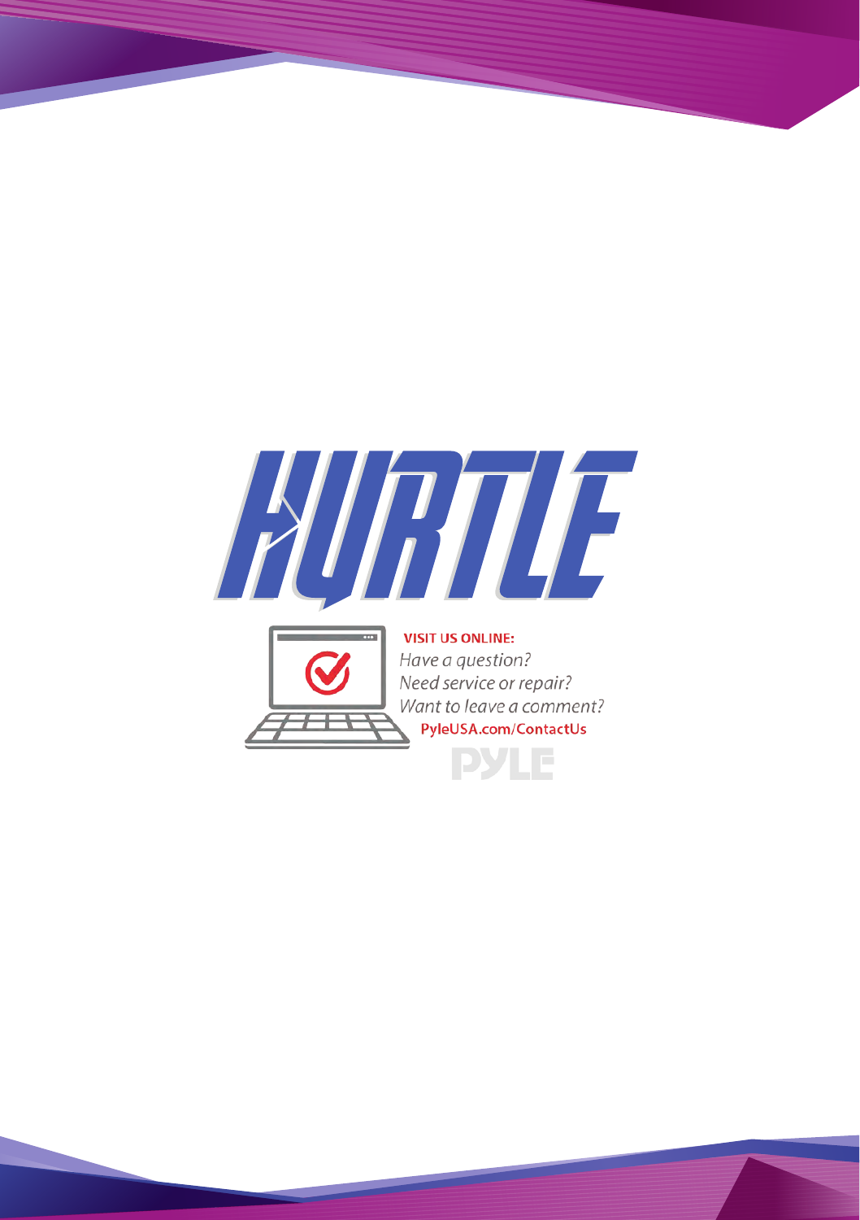HURTLE

**VISIT US ONLINE:**

*Have a question?*
*Need service or repair?*
*Want to leave a comment?*

**PyleUSA.com/ContactUs**

PYLE